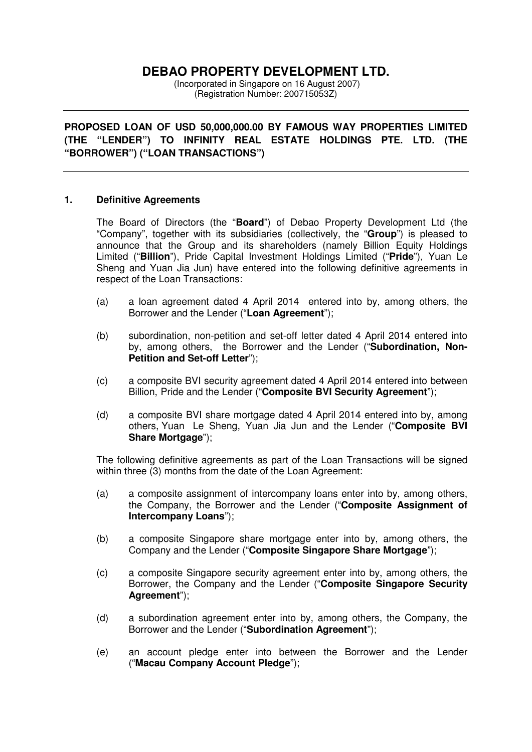# DEBAO PROPERTY DEVELOPMENT LTD.

(Incorporated in Singapore on 16 August 2007)
(Registration Number: 200715053Z)

---

## PROPOSED LOAN OF USD 50,000,000.00 BY FAMOUS WAY PROPERTIES LIMITED (THE "LENDER") TO INFINITY REAL ESTATE HOLDINGS PTE. LTD. (THE "BORROWER") ("LOAN TRANSACTIONS")

---

### 1. Definitive Agreements

The Board of Directors (the "**Board**") of Debao Property Development Ltd (the "Company", together with its subsidiaries (collectively, the "**Group**") is pleased to announce that the Group and its shareholders (namely Billion Equity Holdings Limited ("**Billion**"), Pride Capital Investment Holdings Limited ("**Pride**"), Yuan Le Sheng and Yuan Jia Jun) have entered into the following definitive agreements in respect of the Loan Transactions:

(a) a loan agreement dated 4 April 2014 entered into by, among others, the Borrower and the Lender ("**Loan Agreement**");

(b) subordination, non-petition and set-off letter dated 4 April 2014 entered into by, among others, the Borrower and the Lender ("**Subordination, Non-Petition and Set-off Letter**");

(c) a composite BVI security agreement dated 4 April 2014 entered into between Billion, Pride and the Lender ("**Composite BVI Security Agreement**");

(d) a composite BVI share mortgage dated 4 April 2014 entered into by, among others, Yuan Le Sheng, Yuan Jia Jun and the Lender ("**Composite BVI Share Mortgage**");

The following definitive agreements as part of the Loan Transactions will be signed within three (3) months from the date of the Loan Agreement:

(a) a composite assignment of intercompany loans enter into by, among others, the Company, the Borrower and the Lender ("**Composite Assignment of Intercompany Loans**");

(b) a composite Singapore share mortgage enter into by, among others, the Company and the Lender ("**Composite Singapore Share Mortgage**");

(c) a composite Singapore security agreement enter into by, among others, the Borrower, the Company and the Lender ("**Composite Singapore Security Agreement**");

(d) a subordination agreement enter into by, among others, the Company, the Borrower and the Lender ("**Subordination Agreement**");

(e) an account pledge enter into between the Borrower and the Lender ("**Macau Company Account Pledge**");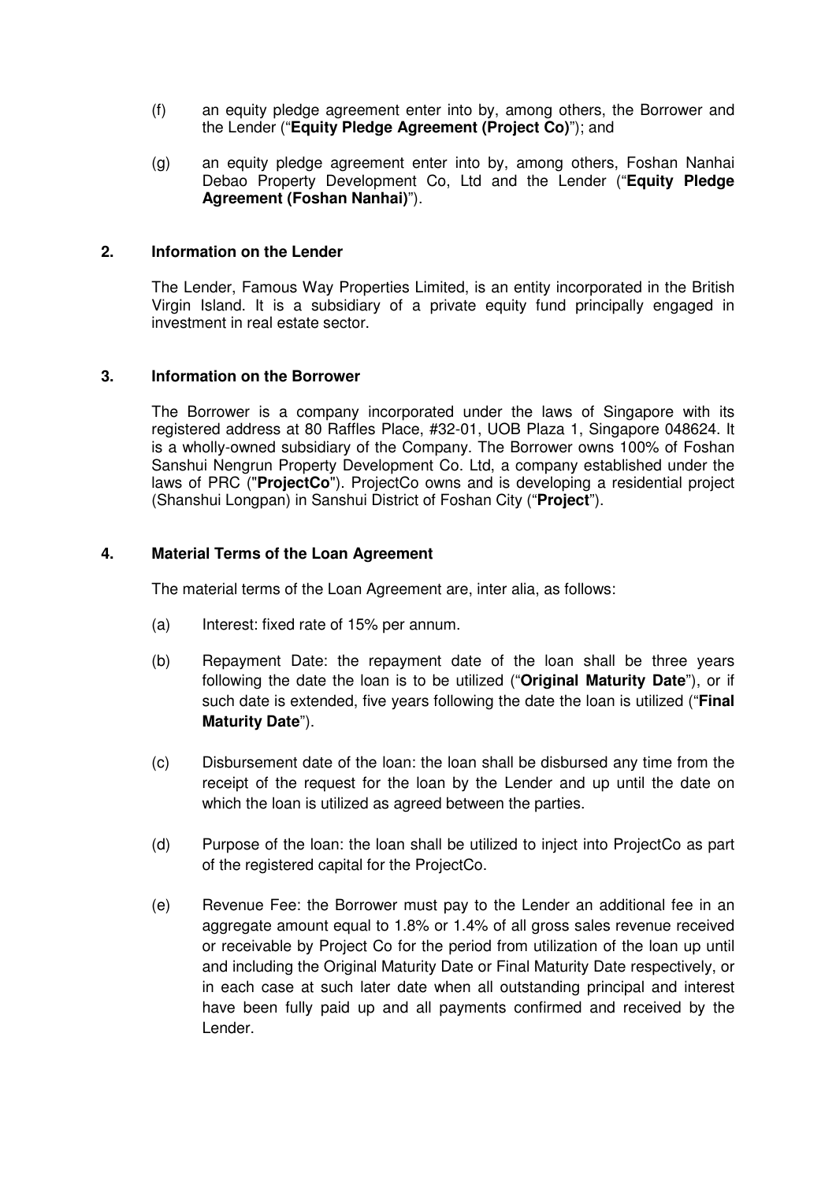(f) an equity pledge agreement enter into by, among others, the Borrower and the Lender ("**Equity Pledge Agreement (Project Co)**"); and

(g) an equity pledge agreement enter into by, among others, Foshan Nanhai Debao Property Development Co, Ltd and the Lender ("**Equity Pledge Agreement (Foshan Nanhai)**").

## 2. Information on the Lender

The Lender, Famous Way Properties Limited, is an entity incorporated in the British Virgin Island. It is a subsidiary of a private equity fund principally engaged in investment in real estate sector.

## 3. Information on the Borrower

The Borrower is a company incorporated under the laws of Singapore with its registered address at 80 Raffles Place, #32-01, UOB Plaza 1, Singapore 048624. It is a wholly-owned subsidiary of the Company. The Borrower owns 100% of Foshan Sanshui Nengrun Property Development Co. Ltd, a company established under the laws of PRC ("**ProjectCo**"). ProjectCo owns and is developing a residential project (Shanshui Longpan) in Sanshui District of Foshan City ("**Project**").

## 4. Material Terms of the Loan Agreement

The material terms of the Loan Agreement are, inter alia, as follows:

(a) Interest: fixed rate of 15% per annum.

(b) Repayment Date: the repayment date of the loan shall be three years following the date the loan is to be utilized ("**Original Maturity Date**"), or if such date is extended, five years following the date the loan is utilized ("**Final Maturity Date**").

(c) Disbursement date of the loan: the loan shall be disbursed any time from the receipt of the request for the loan by the Lender and up until the date on which the loan is utilized as agreed between the parties.

(d) Purpose of the loan: the loan shall be utilized to inject into ProjectCo as part of the registered capital for the ProjectCo.

(e) Revenue Fee: the Borrower must pay to the Lender an additional fee in an aggregate amount equal to 1.8% or 1.4% of all gross sales revenue received or receivable by Project Co for the period from utilization of the loan up until and including the Original Maturity Date or Final Maturity Date respectively, or in each case at such later date when all outstanding principal and interest have been fully paid up and all payments confirmed and received by the Lender.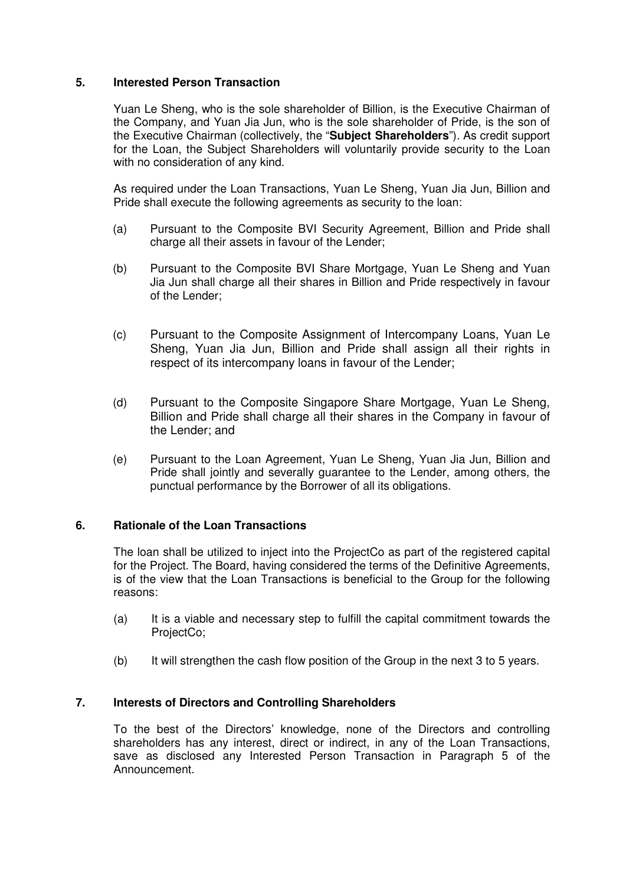## 5. Interested Person Transaction

Yuan Le Sheng, who is the sole shareholder of Billion, is the Executive Chairman of the Company, and Yuan Jia Jun, who is the sole shareholder of Pride, is the son of the Executive Chairman (collectively, the "**Subject Shareholders**"). As credit support for the Loan, the Subject Shareholders will voluntarily provide security to the Loan with no consideration of any kind.

As required under the Loan Transactions, Yuan Le Sheng, Yuan Jia Jun, Billion and Pride shall execute the following agreements as security to the loan:

(a) Pursuant to the Composite BVI Security Agreement, Billion and Pride shall charge all their assets in favour of the Lender;

(b) Pursuant to the Composite BVI Share Mortgage, Yuan Le Sheng and Yuan Jia Jun shall charge all their shares in Billion and Pride respectively in favour of the Lender;

(c) Pursuant to the Composite Assignment of Intercompany Loans, Yuan Le Sheng, Yuan Jia Jun, Billion and Pride shall assign all their rights in respect of its intercompany loans in favour of the Lender;

(d) Pursuant to the Composite Singapore Share Mortgage, Yuan Le Sheng, Billion and Pride shall charge all their shares in the Company in favour of the Lender; and

(e) Pursuant to the Loan Agreement, Yuan Le Sheng, Yuan Jia Jun, Billion and Pride shall jointly and severally guarantee to the Lender, among others, the punctual performance by the Borrower of all its obligations.

## 6. Rationale of the Loan Transactions

The loan shall be utilized to inject into the ProjectCo as part of the registered capital for the Project. The Board, having considered the terms of the Definitive Agreements, is of the view that the Loan Transactions is beneficial to the Group for the following reasons:

(a) It is a viable and necessary step to fulfill the capital commitment towards the ProjectCo;

(b) It will strengthen the cash flow position of the Group in the next 3 to 5 years.

## 7. Interests of Directors and Controlling Shareholders

To the best of the Directors' knowledge, none of the Directors and controlling shareholders has any interest, direct or indirect, in any of the Loan Transactions, save as disclosed any Interested Person Transaction in Paragraph 5 of the Announcement.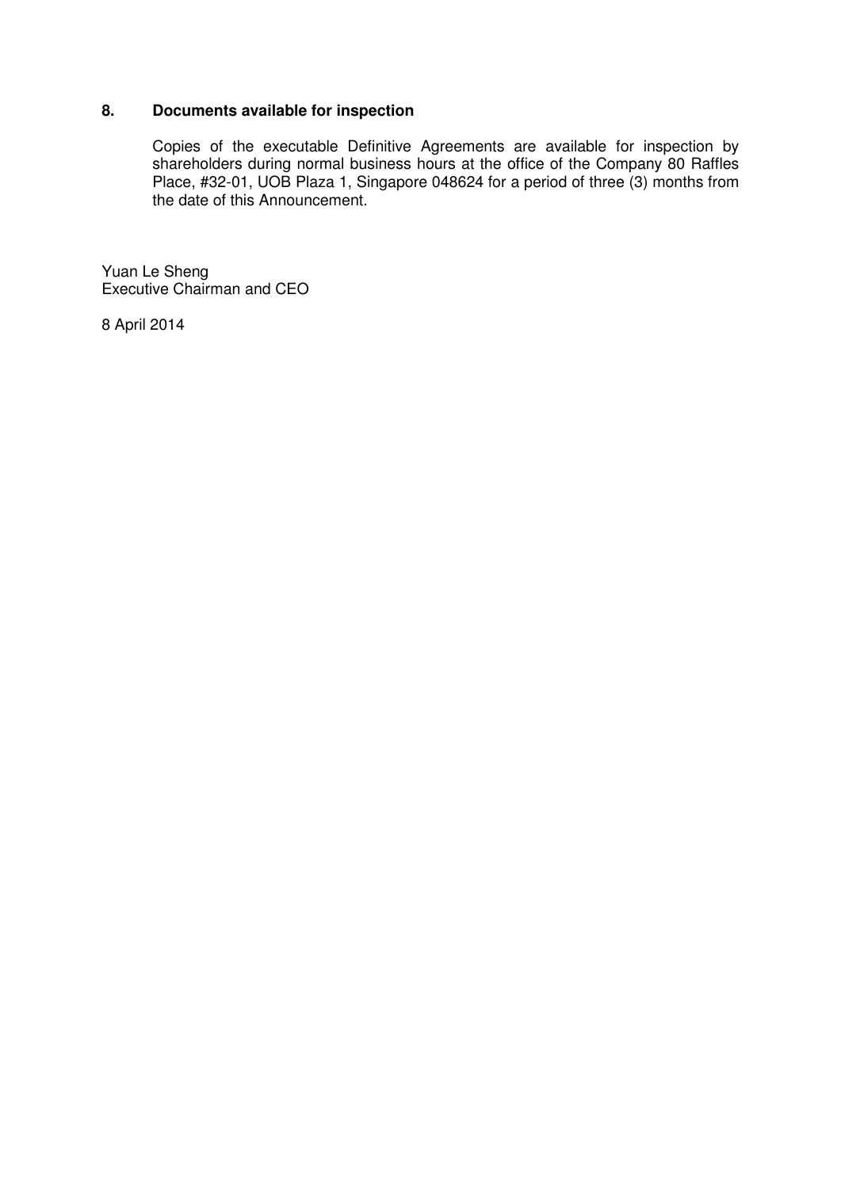## 8. Documents available for inspection

Copies of the executable Definitive Agreements are available for inspection by shareholders during normal business hours at the office of the Company 80 Raffles Place, #32-01, UOB Plaza 1, Singapore 048624 for a period of three (3) months from the date of this Announcement.

Yuan Le Sheng
Executive Chairman and CEO

8 April 2014